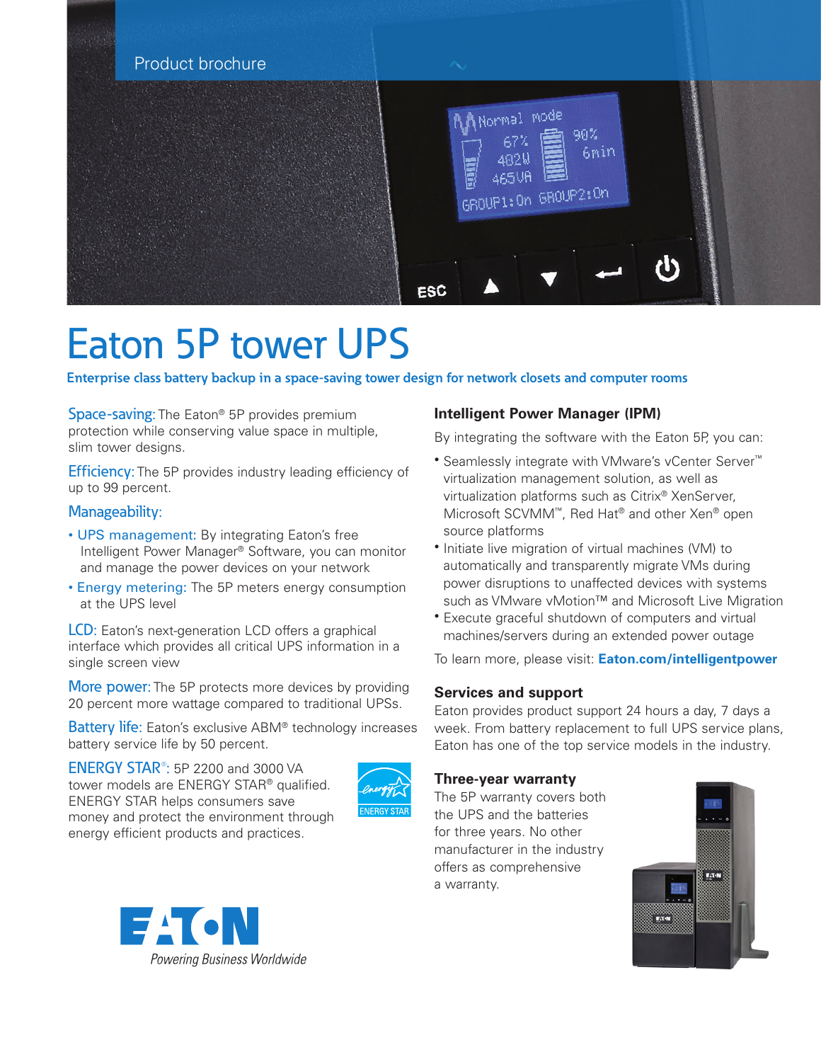Product brochure

# Eaton 5P tower UPS

**Enterprise class battery backup in a space-saving tower design for network closets and computer rooms**

**Space-saving:** The Eaton® 5P provides premium protection while conserving value space in multiple, slim tower designs.

**Efficiency:** The 5P provides industry leading efficiency of up to 99 percent.

**Manageability:**

- **UPS management:** By integrating Eaton's free Intelligent Power Manager® Software, you can monitor and manage the power devices on your network
- **Energy metering:** The 5P meters energy consumption at the UPS level

**LCD:** Eaton's next-generation LCD offers a graphical interface which provides all critical UPS information in a single screen view

**More power:** The 5P protects more devices by providing 20 percent more wattage compared to traditional UPSs.

**Battery life:** Eaton's exclusive ABM® technology increases battery service life by 50 percent.

**ENERGY STAR®:** 5P 2200 and 3000 VA tower models are ENERGY STAR® qualified. ENERGY STAR helps consumers save money and protect the environment through energy efficient products and practices.

### Intelligent Power Manager (IPM)

By integrating the software with the Eaton 5P, you can:

- Seamlessly integrate with VMware's vCenter Server™ virtualization management solution, as well as virtualization platforms such as Citrix® XenServer, Microsoft SCVMM™, Red Hat® and other Xen® open source platforms
- Initiate live migration of virtual machines (VM) to automatically and transparently migrate VMs during power disruptions to unaffected devices with systems such as VMware vMotion™ and Microsoft Live Migration
- Execute graceful shutdown of computers and virtual machines/servers during an extended power outage

To learn more, please visit: **Eaton.com/intelligentpower**

### Services and support

Eaton provides product support 24 hours a day, 7 days a week. From battery replacement to full UPS service plans, Eaton has one of the top service models in the industry.

### Three-year warranty

The 5P warranty covers both the UPS and the batteries for three years. No other manufacturer in the industry offers as comprehensive a warranty.

EATON
*Powering Business Worldwide*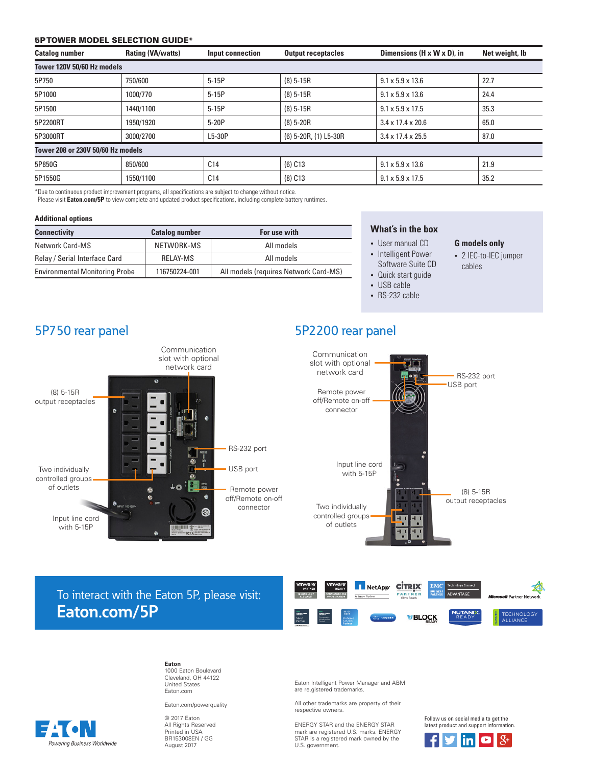## 5P TOWER MODEL SELECTION GUIDE*

| Catalog number | Rating (VA/watts) | Input connection | Output receptacles | Dimensions (H x W x D), in | Net weight, lb |
|---|---|---|---|---|---|
| **Tower 120V 50/60 Hz models** | | | | | |
| 5P750 | 750/600 | 5-15P | (8) 5-15R | 9.1 x 5.9 x 13.6 | 22.7 |
| 5P1000 | 1000/770 | 5-15P | (8) 5-15R | 9.1 x 5.9 x 13.6 | 24.4 |
| 5P1500 | 1440/1100 | 5-15P | (8) 5-15R | 9.1 x 5.9 x 17.5 | 35.3 |
| 5P2200RT | 1950/1920 | 5-20P | (8) 5-20R | 3.4 x 17.4 x 20.6 | 65.0 |
| 5P3000RT | 3000/2700 | L5-30P | (6) 5-20R, (1) L5-30R | 3.4 x 17.4 x 25.5 | 87.0 |
| **Tower 208 or 230V 50/60 Hz models** | | | | | |
| 5P850G | 850/600 | C14 | (6) C13 | 9.1 x 5.9 x 13.6 | 21.9 |
| 5P1550G | 1550/1100 | C14 | (8) C13 | 9.1 x 5.9 x 17.5 | 35.2 |

*Due to continuous product improvement programs, all specifications are subject to change without notice.
Please visit **Eaton.com/5P** to view complete and updated product specifications, including complete battery runtimes.

### Additional options

| Connectivity | Catalog number | For use with |
|---|---|---|
| Network Card-MS | NETWORK-MS | All models |
| Relay / Serial Interface Card | RELAY-MS | All models |
| Environmental Monitoring Probe | 116750224-001 | All models (requires Network Card-MS) |

### What's in the box

- User manual CD
- Intelligent Power Software Suite CD
- Quick start guide
- USB cable
- RS-232 cable

**G models only**

- 2 IEC-to-IEC jumper cables

## 5P750 rear panel

Communication slot with optional network card

(8) 5-15R output receptacles

RS-232 port

USB port

Two individually controlled groups of outlets

Remote power off/Remote on-off connector

Input line cord with 5-15P

## 5P2200 rear panel

Communication slot with optional network card

RS-232 port

USB port

Remote power off/Remote on-off connector

Input line cord with 5-15P

(8) 5-15R output receptacles

Two individually controlled groups of outlets

To interact with the Eaton 5P, please visit:
**Eaton.com/5P**

**Eaton**
1000 Eaton Boulevard
Cleveland, OH 44122
United States
Eaton.com

Eaton.com/powerquality

© 2017 Eaton
All Rights Reserved
Printed in USA
BR153008EN / GG
August 2017

Eaton Intelligent Power Manager and ABM are re,gistered trademarks.

All other trademarks are property of their respective owners.

ENERGY STAR and the ENERGY STAR mark are registered U.S. marks. ENERGY STAR is a registered mark owned by the U.S. government.

Follow us on social media to get the latest product and support information.

Powering Business Worldwide